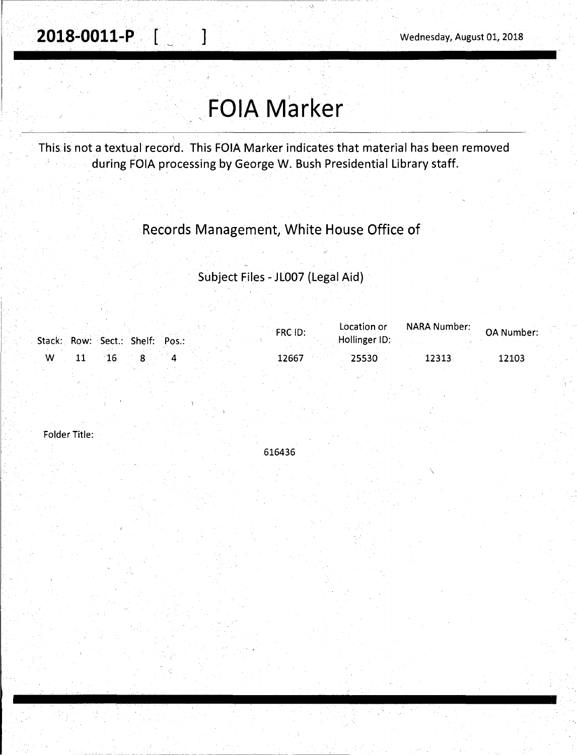**2018-0011-P** [ ]

Wednesday, August 01, 2018

# FOIA Marker

This is not a textual record. This FOIA Marker indicates that material has been removed during FOIA processing by George W. Bush Presidential Library staff.

## Records Management, White House Office of

### Subject Files - JL007 (Legal Aid)

| Stack: | Row: | Sect.: | Shelf: | Pos.: | FRC ID: | Location or Hollinger ID: | NARA Number: | OA Number: |
|---|---|---|---|---|---|---|---|---|
| W | 11 | 16 | 8 | 4 | 12667 | 25530 | 12313 | 12103 |

Folder Title:

616436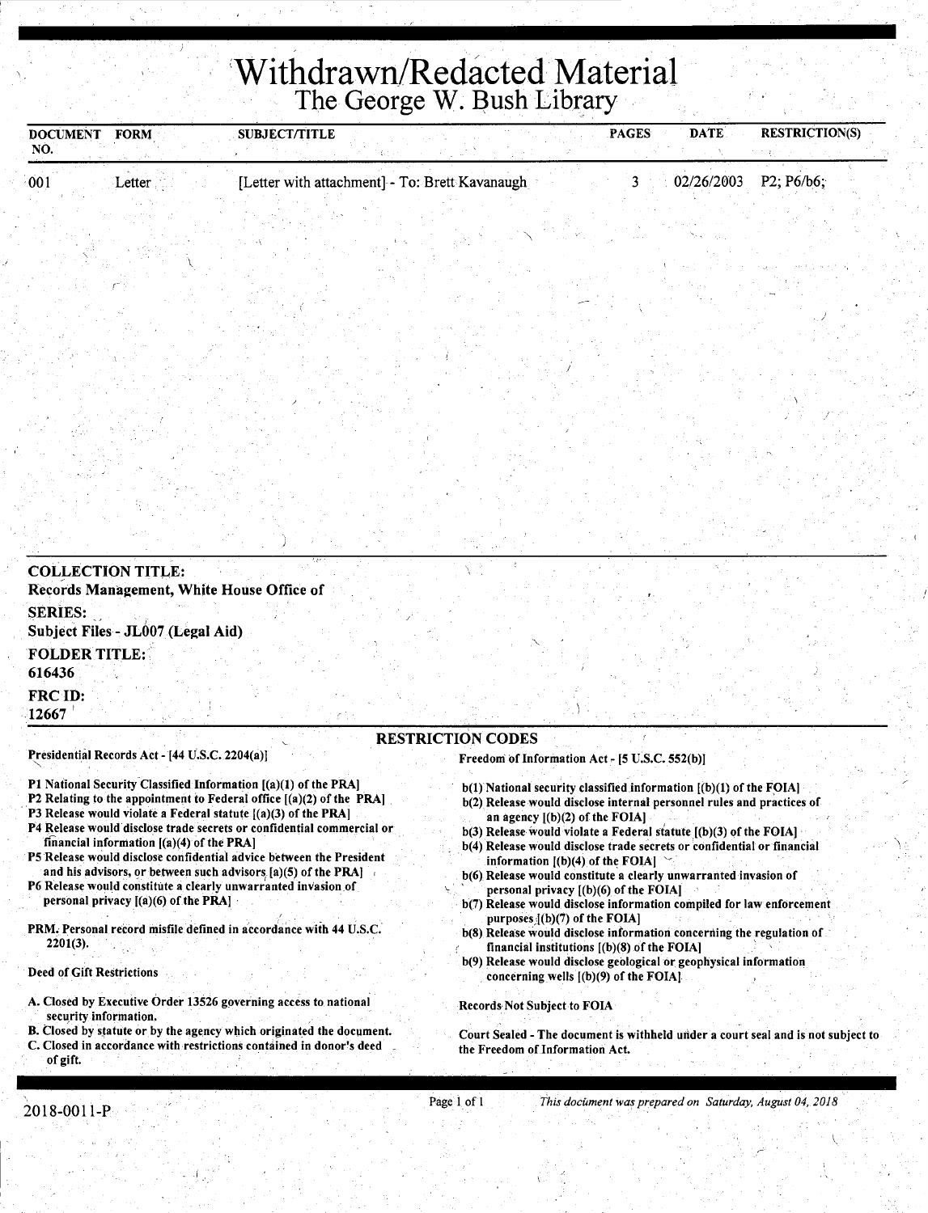# Withdrawn/Redacted Material
## The George W. Bush Library

| DOCUMENT NO. | FORM | SUBJECT/TITLE | PAGES | DATE | RESTRICTION(S) |
|---|---|---|---|---|---|
| 001 | Letter | [Letter with attachment] - To: Brett Kavanaugh | 3 | 02/26/2003 | P2; P6/b6; |

**COLLECTION TITLE:**
**Records Management, White House Office of**

**SERIES:**
**Subject Files - JL007 (Legal Aid)**

**FOLDER TITLE:**
**616436**

**FRC ID:**
**12667**

### RESTRICTION CODES

Presidential Records Act - [44 U.S.C. 2204(a)]

**P1 National Security Classified Information [(a)(1) of the PRA]**
**P2 Relating to the appointment to Federal office [(a)(2) of the PRA]**
**P3 Release would violate a Federal statute [(a)(3) of the PRA]**
**P4 Release would disclose trade secrets or confidential commercial or financial information [(a)(4) of the PRA]**
**P5 Release would disclose confidential advice between the President and his advisors, or between such advisors [a)(5) of the PRA]**
**P6 Release would constitute a clearly unwarranted invasion of personal privacy [(a)(6) of the PRA]**

**PRM. Personal record misfile defined in accordance with 44 U.S.C. 2201(3).**

Deed of Gift Restrictions

**A. Closed by Executive Order 13526 governing access to national security information.**
**B. Closed by statute or by the agency which originated the document.**
**C. Closed in accordance with restrictions contained in donor's deed of gift.**

Freedom of Information Act - [5 U.S.C. 552(b)]

**b(1) National security classified information [(b)(1) of the FOIA]**
**b(2) Release would disclose internal personnel rules and practices of an agency [(b)(2) of the FOIA]**
**b(3) Release would violate a Federal statute [(b)(3) of the FOIA]**
**b(4) Release would disclose trade secrets or confidential or financial information [(b)(4) of the FOIA]**
**b(6) Release would constitute a clearly unwarranted invasion of personal privacy [(b)(6) of the FOIA]**
**b(7) Release would disclose information compiled for law enforcement purposes [(b)(7) of the FOIA]**
**b(8) Release would disclose information concerning the regulation of financial institutions [(b)(8) of the FOIA]**
**b(9) Release would disclose geological or geophysical information concerning wells [(b)(9) of the FOIA]**

Records Not Subject to FOIA

Court Sealed - The document is withheld under a court seal and is not subject to the Freedom of Information Act.

2018-0011-P

*This document was prepared on Saturday, August 04, 2018*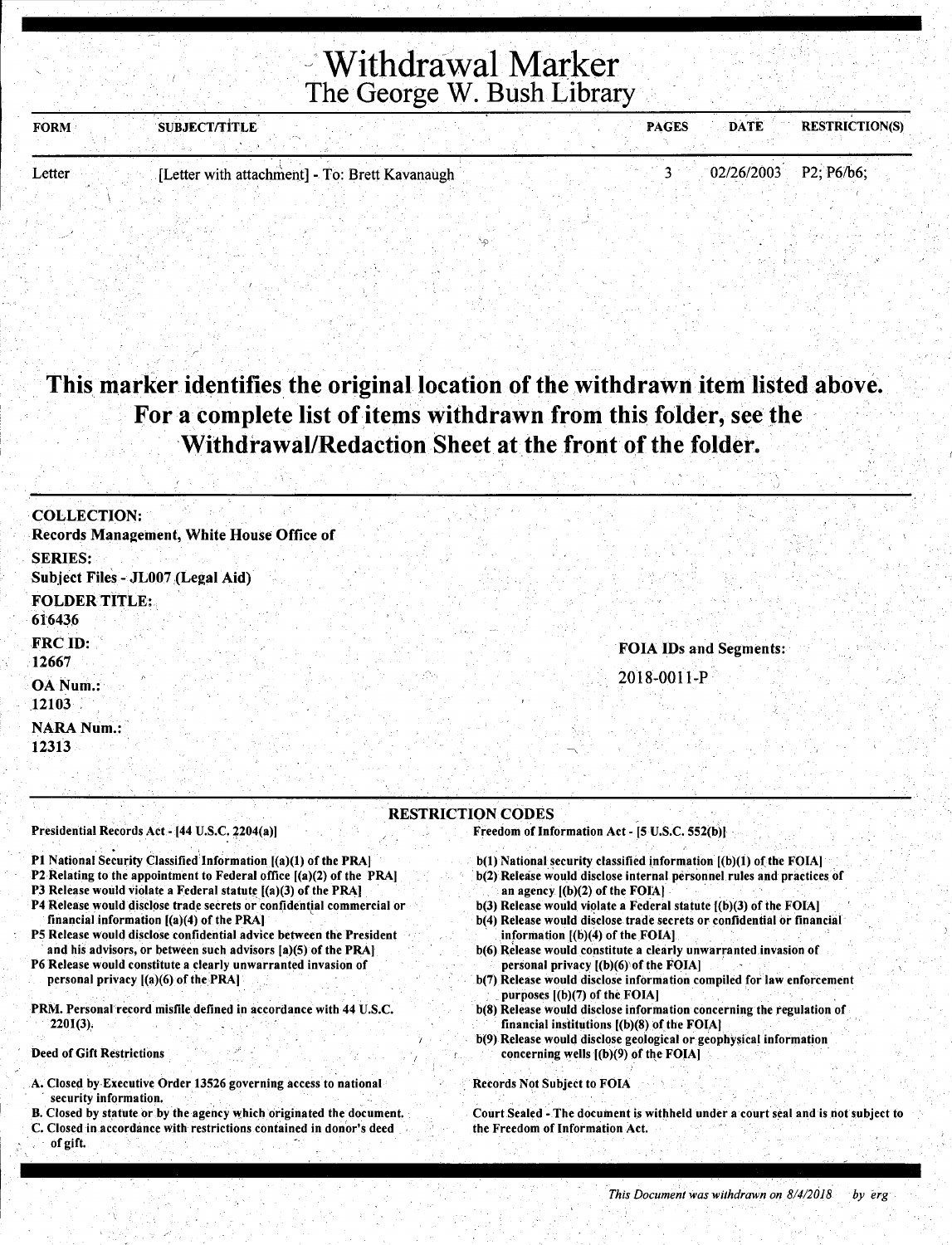# Withdrawal Marker
## The George W. Bush Library

| FORM | SUBJECT/TITLE | PAGES | DATE | RESTRICTION(S) |
|---|---|---|---|---|
| Letter | [Letter with attachment] - To: Brett Kavanaugh | 3 | 02/26/2003 | P2; P6/b6; |

**This marker identifies the original location of the withdrawn item listed above. For a complete list of items withdrawn from this folder, see the Withdrawal/Redaction Sheet at the front of the folder.**

**COLLECTION:**
Records Management, White House Office of

**SERIES:**
Subject Files - JL007 (Legal Aid)

**FOLDER TITLE:**
616436

**FRC ID:**
12667

**OA Num.:**
12103

**NARA Num.:**
12313

**FOIA IDs and Segments:**

2018-0011-P

### RESTRICTION CODES

**Presidential Records Act - [44 U.S.C. 2204(a)]**

- P1 National Security Classified Information [(a)(1) of the PRA]
- P2 Relating to the appointment to Federal office [(a)(2) of the PRA]
- P3 Release would violate a Federal statute [(a)(3) of the PRA]
- P4 Release would disclose trade secrets or confidential commercial or financial information [(a)(4) of the PRA]
- P5 Release would disclose confidential advice between the President and his advisors, or between such advisors [a)(5) of the PRA]
- P6 Release would constitute a clearly unwarranted invasion of personal privacy [(a)(6) of the PRA]

PRM. Personal record misfile defined in accordance with 44 U.S.C. 2201(3).

**Deed of Gift Restrictions**

- A. Closed by Executive Order 13526 governing access to national security information.
- B. Closed by statute or by the agency which originated the document.
- C. Closed in accordance with restrictions contained in donor's deed of gift.

**Freedom of Information Act - [5 U.S.C. 552(b)]**

- b(1) National security classified information [(b)(1) of the FOIA]
- b(2) Release would disclose internal personnel rules and practices of an agency [(b)(2) of the FOIA]
- b(3) Release would violate a Federal statute [(b)(3) of the FOIA]
- b(4) Release would disclose trade secrets or confidential or financial information [(b)(4) of the FOIA]
- b(6) Release would constitute a clearly unwarranted invasion of personal privacy [(b)(6) of the FOIA]
- b(7) Release would disclose information compiled for law enforcement purposes [(b)(7) of the FOIA]
- b(8) Release would disclose information concerning the regulation of financial institutions [(b)(8) of the FOIA]
- b(9) Release would disclose geological or geophysical information concerning wells [(b)(9) of the FOIA]

Records Not Subject to FOIA

Court Sealed - The document is withheld under a court seal and is not subject to the Freedom of Information Act.

*This Document was withdrawn on 8/4/2018 by erg*